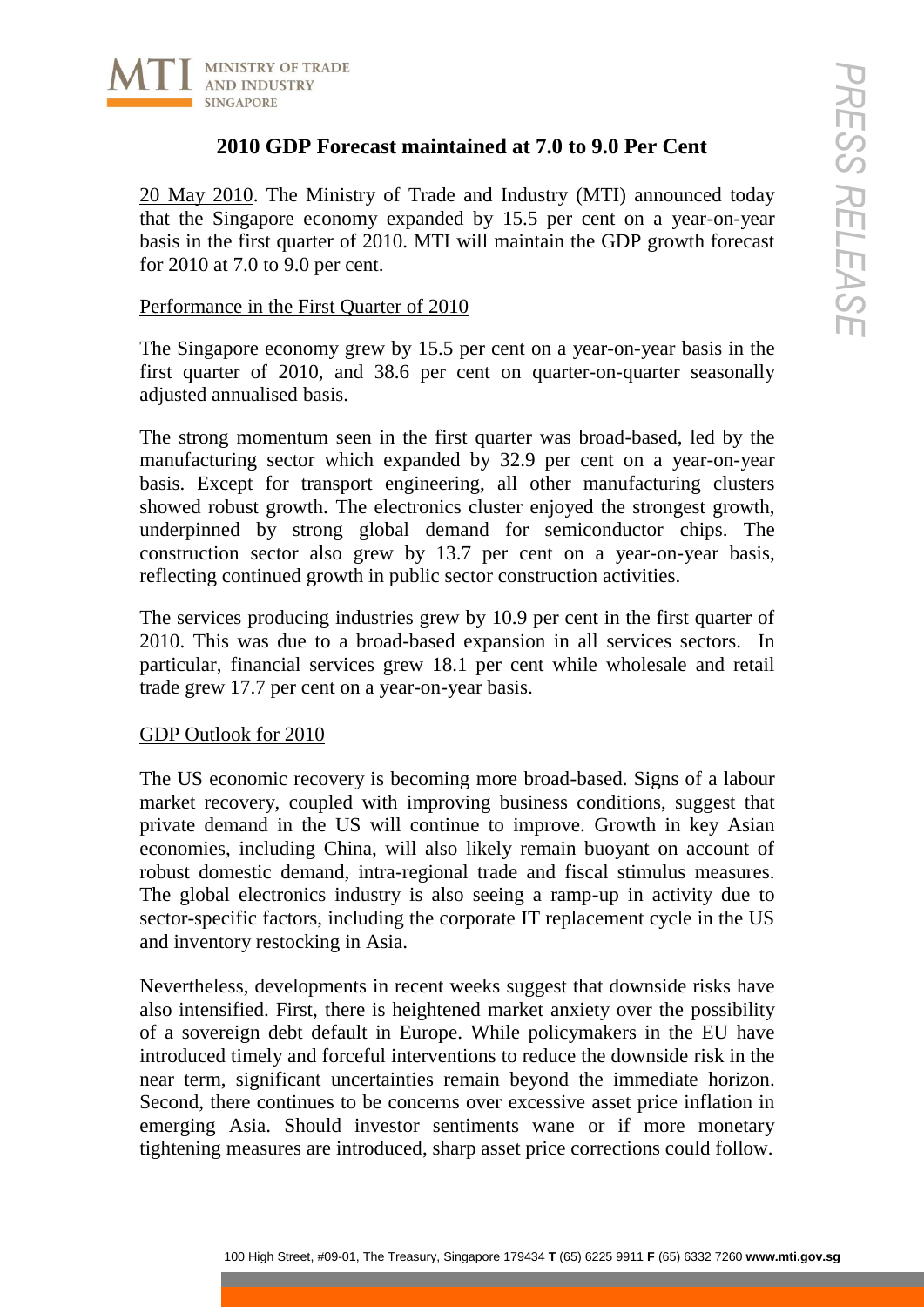# 2010 GDP Forecast maintained at 7.0 to 9.0 Per Cent

20 May 2010. The Ministry of Trade and Industry (MTI) announced today that the Singapore economy expanded by 15.5 per cent on a year-on-year basis in the first quarter of 2010. MTI will maintain the GDP growth forecast for 2010 at 7.0 to 9.0 per cent.

## Performance in the First Quarter of 2010

The Singapore economy grew by 15.5 per cent on a year-on-year basis in the first quarter of 2010, and 38.6 per cent on quarter-on-quarter seasonally adjusted annualised basis.

The strong momentum seen in the first quarter was broad-based, led by the manufacturing sector which expanded by 32.9 per cent on a year-on-year basis. Except for transport engineering, all other manufacturing clusters showed robust growth. The electronics cluster enjoyed the strongest growth, underpinned by strong global demand for semiconductor chips. The construction sector also grew by 13.7 per cent on a year-on-year basis, reflecting continued growth in public sector construction activities.

The services producing industries grew by 10.9 per cent in the first quarter of 2010. This was due to a broad-based expansion in all services sectors. In particular, financial services grew 18.1 per cent while wholesale and retail trade grew 17.7 per cent on a year-on-year basis.

## GDP Outlook for 2010

The US economic recovery is becoming more broad-based. Signs of a labour market recovery, coupled with improving business conditions, suggest that private demand in the US will continue to improve. Growth in key Asian economies, including China, will also likely remain buoyant on account of robust domestic demand, intra-regional trade and fiscal stimulus measures. The global electronics industry is also seeing a ramp-up in activity due to sector-specific factors, including the corporate IT replacement cycle in the US and inventory restocking in Asia.

Nevertheless, developments in recent weeks suggest that downside risks have also intensified. First, there is heightened market anxiety over the possibility of a sovereign debt default in Europe. While policymakers in the EU have introduced timely and forceful interventions to reduce the downside risk in the near term, significant uncertainties remain beyond the immediate horizon. Second, there continues to be concerns over excessive asset price inflation in emerging Asia. Should investor sentiments wane or if more monetary tightening measures are introduced, sharp asset price corrections could follow.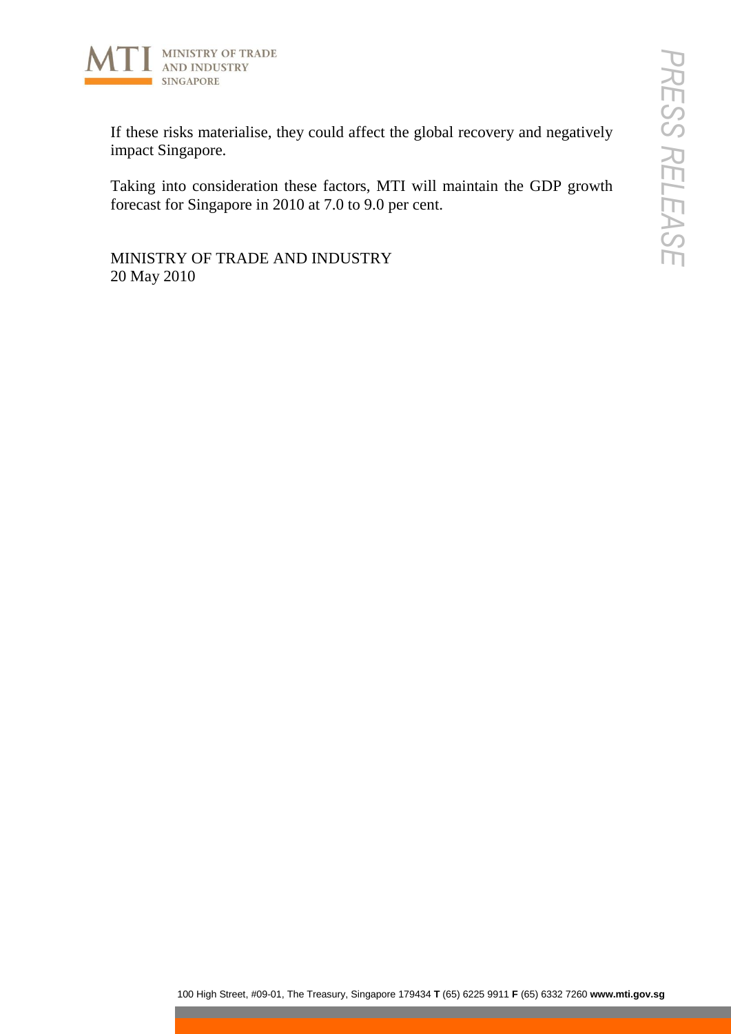If these risks materialise, they could affect the global recovery and negatively impact Singapore.

Taking into consideration these factors, MTI will maintain the GDP growth forecast for Singapore in 2010 at 7.0 to 9.0 per cent.

MINISTRY OF TRADE AND INDUSTRY
20 May 2010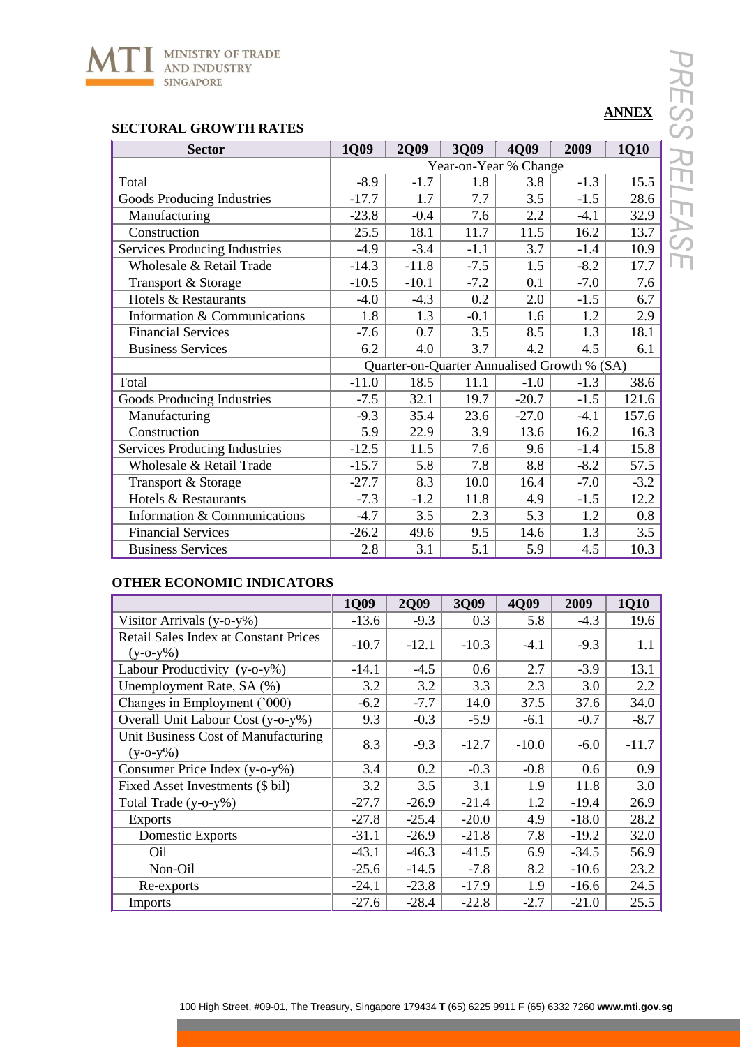**ANNEX**

## SECTORAL GROWTH RATES

| Sector | 1Q09 | 2Q09 | 3Q09 | 4Q09 | 2009 | 1Q10 |
|---|---|---|---|---|---|---|
| | Year-on-Year % Change | | | | | |
| Total | -8.9 | -1.7 | 1.8 | 3.8 | -1.3 | 15.5 |
| Goods Producing Industries | -17.7 | 1.7 | 7.7 | 3.5 | -1.5 | 28.6 |
| Manufacturing | -23.8 | -0.4 | 7.6 | 2.2 | -4.1 | 32.9 |
| Construction | 25.5 | 18.1 | 11.7 | 11.5 | 16.2 | 13.7 |
| Services Producing Industries | -4.9 | -3.4 | -1.1 | 3.7 | -1.4 | 10.9 |
| Wholesale & Retail Trade | -14.3 | -11.8 | -7.5 | 1.5 | -8.2 | 17.7 |
| Transport & Storage | -10.5 | -10.1 | -7.2 | 0.1 | -7.0 | 7.6 |
| Hotels & Restaurants | -4.0 | -4.3 | 0.2 | 2.0 | -1.5 | 6.7 |
| Information & Communications | 1.8 | 1.3 | -0.1 | 1.6 | 1.2 | 2.9 |
| Financial Services | -7.6 | 0.7 | 3.5 | 8.5 | 1.3 | 18.1 |
| Business Services | 6.2 | 4.0 | 3.7 | 4.2 | 4.5 | 6.1 |
| | Quarter-on-Quarter Annualised Growth % (SA) | | | | | |
| Total | -11.0 | 18.5 | 11.1 | -1.0 | -1.3 | 38.6 |
| Goods Producing Industries | -7.5 | 32.1 | 19.7 | -20.7 | -1.5 | 121.6 |
| Manufacturing | -9.3 | 35.4 | 23.6 | -27.0 | -4.1 | 157.6 |
| Construction | 5.9 | 22.9 | 3.9 | 13.6 | 16.2 | 16.3 |
| Services Producing Industries | -12.5 | 11.5 | 7.6 | 9.6 | -1.4 | 15.8 |
| Wholesale & Retail Trade | -15.7 | 5.8 | 7.8 | 8.8 | -8.2 | 57.5 |
| Transport & Storage | -27.7 | 8.3 | 10.0 | 16.4 | -7.0 | -3.2 |
| Hotels & Restaurants | -7.3 | -1.2 | 11.8 | 4.9 | -1.5 | 12.2 |
| Information & Communications | -4.7 | 3.5 | 2.3 | 5.3 | 1.2 | 0.8 |
| Financial Services | -26.2 | 49.6 | 9.5 | 14.6 | 1.3 | 3.5 |
| Business Services | 2.8 | 3.1 | 5.1 | 5.9 | 4.5 | 10.3 |

## OTHER ECONOMIC INDICATORS

| | 1Q09 | 2Q09 | 3Q09 | 4Q09 | 2009 | 1Q10 |
|---|---|---|---|---|---|---|
| Visitor Arrivals (y-o-y%) | -13.6 | -9.3 | 0.3 | 5.8 | -4.3 | 19.6 |
| Retail Sales Index at Constant Prices (y-o-y%) | -10.7 | -12.1 | -10.3 | -4.1 | -9.3 | 1.1 |
| Labour Productivity (y-o-y%) | -14.1 | -4.5 | 0.6 | 2.7 | -3.9 | 13.1 |
| Unemployment Rate, SA (%) | 3.2 | 3.2 | 3.3 | 2.3 | 3.0 | 2.2 |
| Changes in Employment ('000) | -6.2 | -7.7 | 14.0 | 37.5 | 37.6 | 34.0 |
| Overall Unit Labour Cost (y-o-y%) | 9.3 | -0.3 | -5.9 | -6.1 | -0.7 | -8.7 |
| Unit Business Cost of Manufacturing (y-o-y%) | 8.3 | -9.3 | -12.7 | -10.0 | -6.0 | -11.7 |
| Consumer Price Index (y-o-y%) | 3.4 | 0.2 | -0.3 | -0.8 | 0.6 | 0.9 |
| Fixed Asset Investments ($ bil) | 3.2 | 3.5 | 3.1 | 1.9 | 11.8 | 3.0 |
| Total Trade (y-o-y%) | -27.7 | -26.9 | -21.4 | 1.2 | -19.4 | 26.9 |
| Exports | -27.8 | -25.4 | -20.0 | 4.9 | -18.0 | 28.2 |
| Domestic Exports | -31.1 | -26.9 | -21.8 | 7.8 | -19.2 | 32.0 |
| Oil | -43.1 | -46.3 | -41.5 | 6.9 | -34.5 | 56.9 |
| Non-Oil | -25.6 | -14.5 | -7.8 | 8.2 | -10.6 | 23.2 |
| Re-exports | -24.1 | -23.8 | -17.9 | 1.9 | -16.6 | 24.5 |
| Imports | -27.6 | -28.4 | -22.8 | -2.7 | -21.0 | 25.5 |